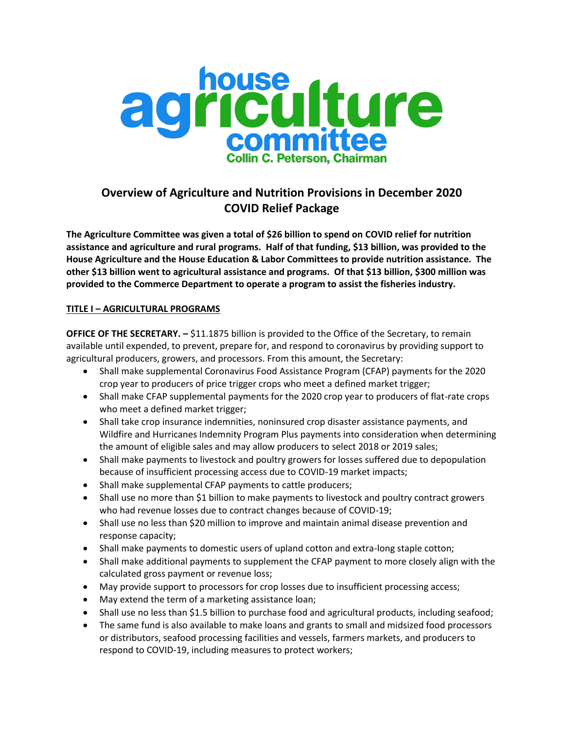# house agriculture committee

**Collin C. Peterson, Chairman**

## Overview of Agriculture and Nutrition Provisions in December 2020 COVID Relief Package

**The Agriculture Committee was given a total of $26 billion to spend on COVID relief for nutrition assistance and agriculture and rural programs. Half of that funding, $13 billion, was provided to the House Agriculture and the House Education & Labor Committees to provide nutrition assistance. The other $13 billion went to agricultural assistance and programs. Of that $13 billion, $300 million was provided to the Commerce Department to operate a program to assist the fisheries industry.**

### TITLE I – AGRICULTURAL PROGRAMS

**OFFICE OF THE SECRETARY. –** $11.1875 billion is provided to the Office of the Secretary, to remain available until expended, to prevent, prepare for, and respond to coronavirus by providing support to agricultural producers, growers, and processors. From this amount, the Secretary:

- Shall make supplemental Coronavirus Food Assistance Program (CFAP) payments for the 2020 crop year to producers of price trigger crops who meet a defined market trigger;
- Shall make CFAP supplemental payments for the 2020 crop year to producers of flat-rate crops who meet a defined market trigger;
- Shall take crop insurance indemnities, noninsured crop disaster assistance payments, and Wildfire and Hurricanes Indemnity Program Plus payments into consideration when determining the amount of eligible sales and may allow producers to select 2018 or 2019 sales;
- Shall make payments to livestock and poultry growers for losses suffered due to depopulation because of insufficient processing access due to COVID-19 market impacts;
- Shall make supplemental CFAP payments to cattle producers;
- Shall use no more than $1 billion to make payments to livestock and poultry contract growers who had revenue losses due to contract changes because of COVID-19;
- Shall use no less than $20 million to improve and maintain animal disease prevention and response capacity;
- Shall make payments to domestic users of upland cotton and extra-long staple cotton;
- Shall make additional payments to supplement the CFAP payment to more closely align with the calculated gross payment or revenue loss;
- May provide support to processors for crop losses due to insufficient processing access;
- May extend the term of a marketing assistance loan;
- Shall use no less than $1.5 billion to purchase food and agricultural products, including seafood;
- The same fund is also available to make loans and grants to small and midsized food processors or distributors, seafood processing facilities and vessels, farmers markets, and producers to respond to COVID-19, including measures to protect workers;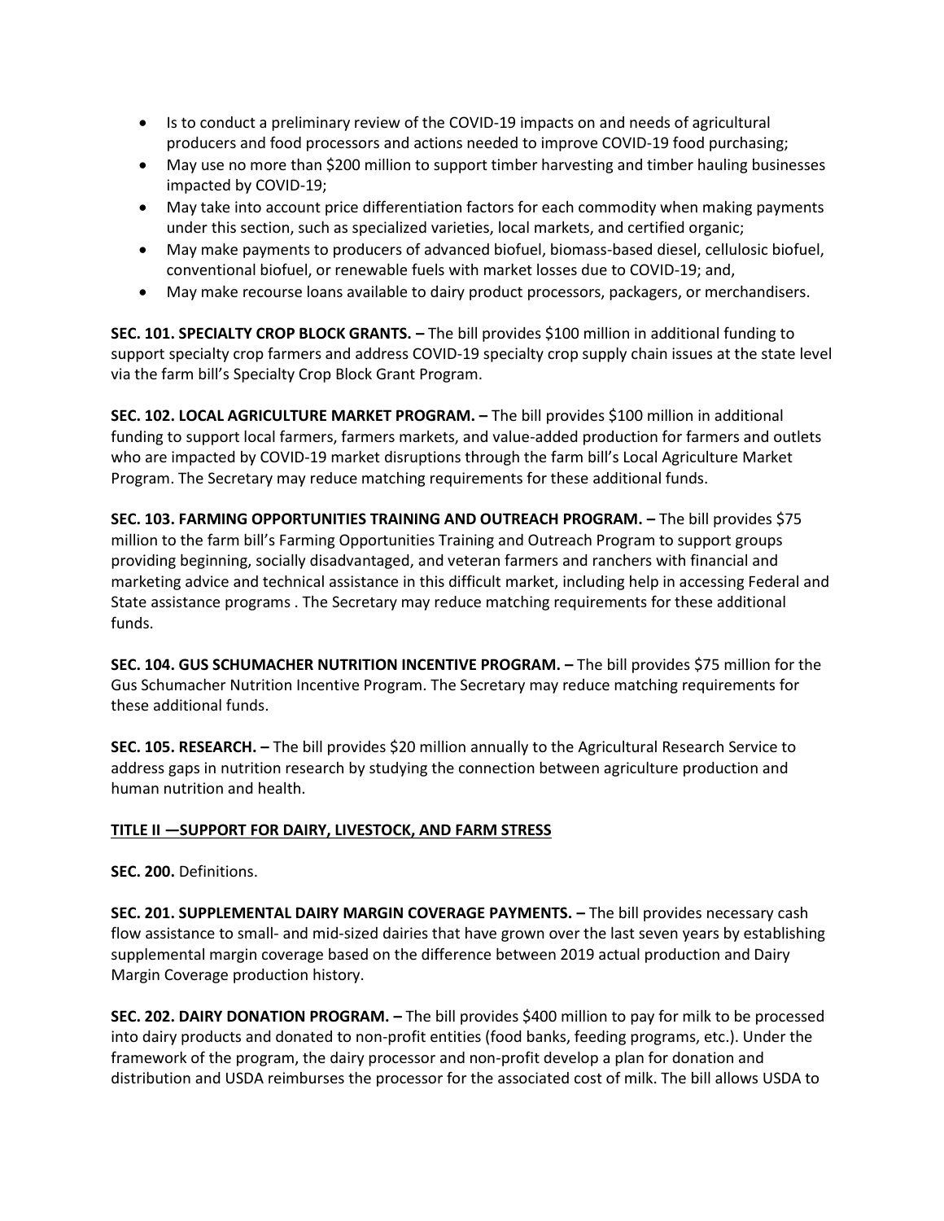- Is to conduct a preliminary review of the COVID-19 impacts on and needs of agricultural producers and food processors and actions needed to improve COVID-19 food purchasing;
- May use no more than $200 million to support timber harvesting and timber hauling businesses impacted by COVID-19;
- May take into account price differentiation factors for each commodity when making payments under this section, such as specialized varieties, local markets, and certified organic;
- May make payments to producers of advanced biofuel, biomass-based diesel, cellulosic biofuel, conventional biofuel, or renewable fuels with market losses due to COVID-19; and,
- May make recourse loans available to dairy product processors, packagers, or merchandisers.

**SEC. 101. SPECIALTY CROP BLOCK GRANTS. –** The bill provides $100 million in additional funding to support specialty crop farmers and address COVID-19 specialty crop supply chain issues at the state level via the farm bill's Specialty Crop Block Grant Program.

**SEC. 102. LOCAL AGRICULTURE MARKET PROGRAM. –** The bill provides $100 million in additional funding to support local farmers, farmers markets, and value-added production for farmers and outlets who are impacted by COVID-19 market disruptions through the farm bill's Local Agriculture Market Program. The Secretary may reduce matching requirements for these additional funds.

**SEC. 103. FARMING OPPORTUNITIES TRAINING AND OUTREACH PROGRAM. –** The bill provides $75 million to the farm bill's Farming Opportunities Training and Outreach Program to support groups providing beginning, socially disadvantaged, and veteran farmers and ranchers with financial and marketing advice and technical assistance in this difficult market, including help in accessing Federal and State assistance programs . The Secretary may reduce matching requirements for these additional funds.

**SEC. 104. GUS SCHUMACHER NUTRITION INCENTIVE PROGRAM. –** The bill provides $75 million for the Gus Schumacher Nutrition Incentive Program. The Secretary may reduce matching requirements for these additional funds.

**SEC. 105. RESEARCH. –** The bill provides $20 million annually to the Agricultural Research Service to address gaps in nutrition research by studying the connection between agriculture production and human nutrition and health.

## TITLE II —SUPPORT FOR DAIRY, LIVESTOCK, AND FARM STRESS

**SEC. 200.** Definitions.

**SEC. 201. SUPPLEMENTAL DAIRY MARGIN COVERAGE PAYMENTS. –** The bill provides necessary cash flow assistance to small- and mid-sized dairies that have grown over the last seven years by establishing supplemental margin coverage based on the difference between 2019 actual production and Dairy Margin Coverage production history.

**SEC. 202. DAIRY DONATION PROGRAM. –** The bill provides $400 million to pay for milk to be processed into dairy products and donated to non-profit entities (food banks, feeding programs, etc.). Under the framework of the program, the dairy processor and non-profit develop a plan for donation and distribution and USDA reimburses the processor for the associated cost of milk. The bill allows USDA to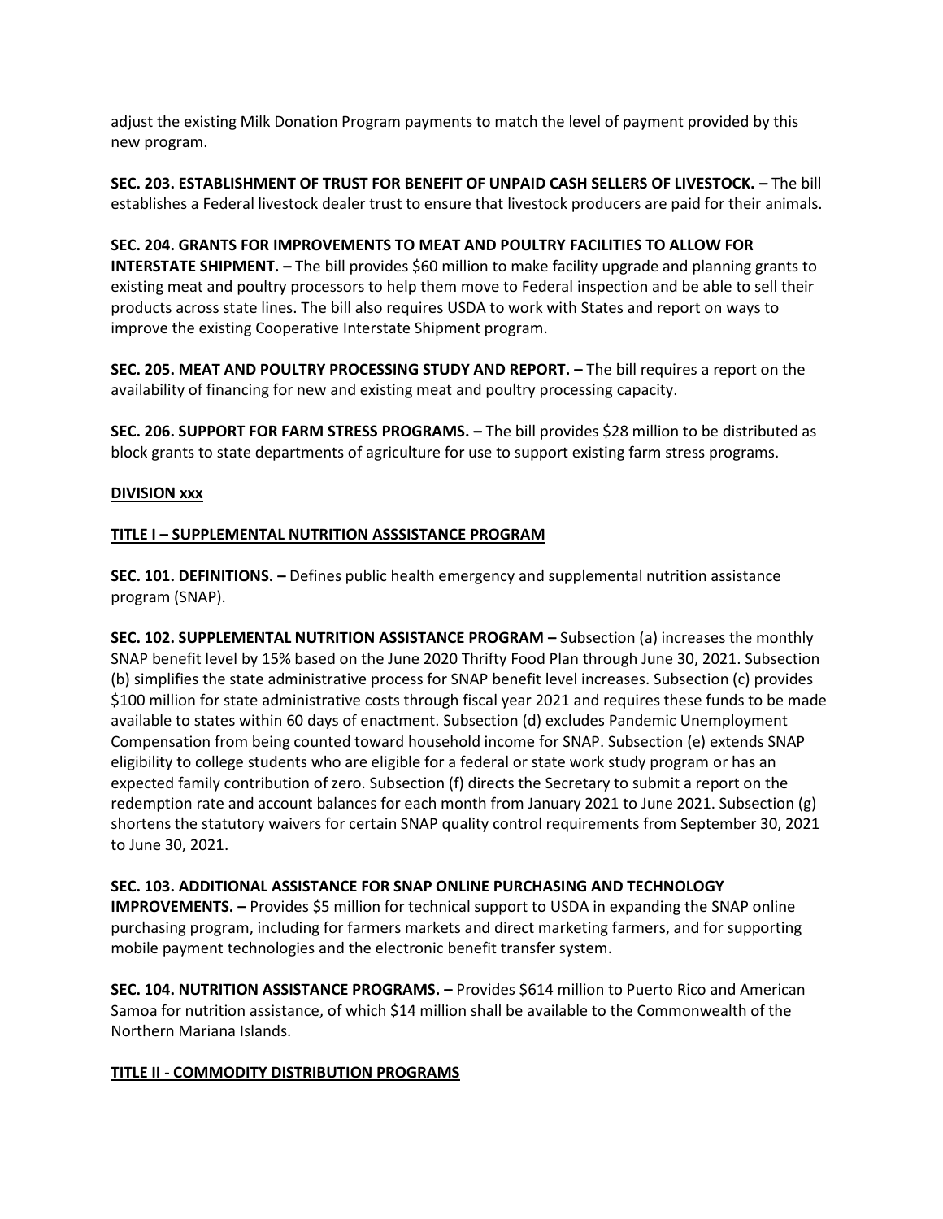adjust the existing Milk Donation Program payments to match the level of payment provided by this new program.

**SEC. 203. ESTABLISHMENT OF TRUST FOR BENEFIT OF UNPAID CASH SELLERS OF LIVESTOCK. –** The bill establishes a Federal livestock dealer trust to ensure that livestock producers are paid for their animals.

**SEC. 204. GRANTS FOR IMPROVEMENTS TO MEAT AND POULTRY FACILITIES TO ALLOW FOR INTERSTATE SHIPMENT. –** The bill provides $60 million to make facility upgrade and planning grants to existing meat and poultry processors to help them move to Federal inspection and be able to sell their products across state lines. The bill also requires USDA to work with States and report on ways to improve the existing Cooperative Interstate Shipment program.

**SEC. 205. MEAT AND POULTRY PROCESSING STUDY AND REPORT. –** The bill requires a report on the availability of financing for new and existing meat and poultry processing capacity.

**SEC. 206. SUPPORT FOR FARM STRESS PROGRAMS. –** The bill provides $28 million to be distributed as block grants to state departments of agriculture for use to support existing farm stress programs.

**DIVISION xxx**

**TITLE I – SUPPLEMENTAL NUTRITION ASSSISTANCE PROGRAM**

**SEC. 101. DEFINITIONS. –** Defines public health emergency and supplemental nutrition assistance program (SNAP).

**SEC. 102. SUPPLEMENTAL NUTRITION ASSISTANCE PROGRAM –** Subsection (a) increases the monthly SNAP benefit level by 15% based on the June 2020 Thrifty Food Plan through June 30, 2021. Subsection (b) simplifies the state administrative process for SNAP benefit level increases. Subsection (c) provides $100 million for state administrative costs through fiscal year 2021 and requires these funds to be made available to states within 60 days of enactment. Subsection (d) excludes Pandemic Unemployment Compensation from being counted toward household income for SNAP. Subsection (e) extends SNAP eligibility to college students who are eligible for a federal or state work study program or has an expected family contribution of zero. Subsection (f) directs the Secretary to submit a report on the redemption rate and account balances for each month from January 2021 to June 2021. Subsection (g) shortens the statutory waivers for certain SNAP quality control requirements from September 30, 2021 to June 30, 2021.

**SEC. 103. ADDITIONAL ASSISTANCE FOR SNAP ONLINE PURCHASING AND TECHNOLOGY IMPROVEMENTS. –** Provides $5 million for technical support to USDA in expanding the SNAP online purchasing program, including for farmers markets and direct marketing farmers, and for supporting mobile payment technologies and the electronic benefit transfer system.

**SEC. 104. NUTRITION ASSISTANCE PROGRAMS. –** Provides $614 million to Puerto Rico and American Samoa for nutrition assistance, of which $14 million shall be available to the Commonwealth of the Northern Mariana Islands.

**TITLE II - COMMODITY DISTRIBUTION PROGRAMS**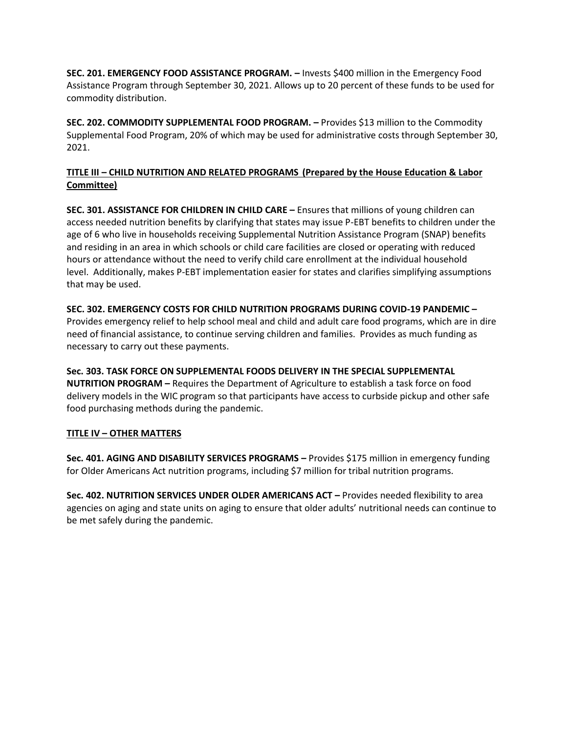**SEC. 201. EMERGENCY FOOD ASSISTANCE PROGRAM. –** Invests $400 million in the Emergency Food Assistance Program through September 30, 2021. Allows up to 20 percent of these funds to be used for commodity distribution.

**SEC. 202. COMMODITY SUPPLEMENTAL FOOD PROGRAM. –** Provides $13 million to the Commodity Supplemental Food Program, 20% of which may be used for administrative costs through September 30, 2021.

## TITLE III – CHILD NUTRITION AND RELATED PROGRAMS (Prepared by the House Education & Labor Committee)

**SEC. 301. ASSISTANCE FOR CHILDREN IN CHILD CARE –** Ensures that millions of young children can access needed nutrition benefits by clarifying that states may issue P-EBT benefits to children under the age of 6 who live in households receiving Supplemental Nutrition Assistance Program (SNAP) benefits and residing in an area in which schools or child care facilities are closed or operating with reduced hours or attendance without the need to verify child care enrollment at the individual household level. Additionally, makes P-EBT implementation easier for states and clarifies simplifying assumptions that may be used.

**SEC. 302. EMERGENCY COSTS FOR CHILD NUTRITION PROGRAMS DURING COVID-19 PANDEMIC –** Provides emergency relief to help school meal and child and adult care food programs, which are in dire need of financial assistance, to continue serving children and families. Provides as much funding as necessary to carry out these payments.

**Sec. 303. TASK FORCE ON SUPPLEMENTAL FOODS DELIVERY IN THE SPECIAL SUPPLEMENTAL NUTRITION PROGRAM –** Requires the Department of Agriculture to establish a task force on food delivery models in the WIC program so that participants have access to curbside pickup and other safe food purchasing methods during the pandemic.

## TITLE IV – OTHER MATTERS

**Sec. 401. AGING AND DISABILITY SERVICES PROGRAMS –** Provides $175 million in emergency funding for Older Americans Act nutrition programs, including $7 million for tribal nutrition programs.

**Sec. 402. NUTRITION SERVICES UNDER OLDER AMERICANS ACT –** Provides needed flexibility to area agencies on aging and state units on aging to ensure that older adults' nutritional needs can continue to be met safely during the pandemic.